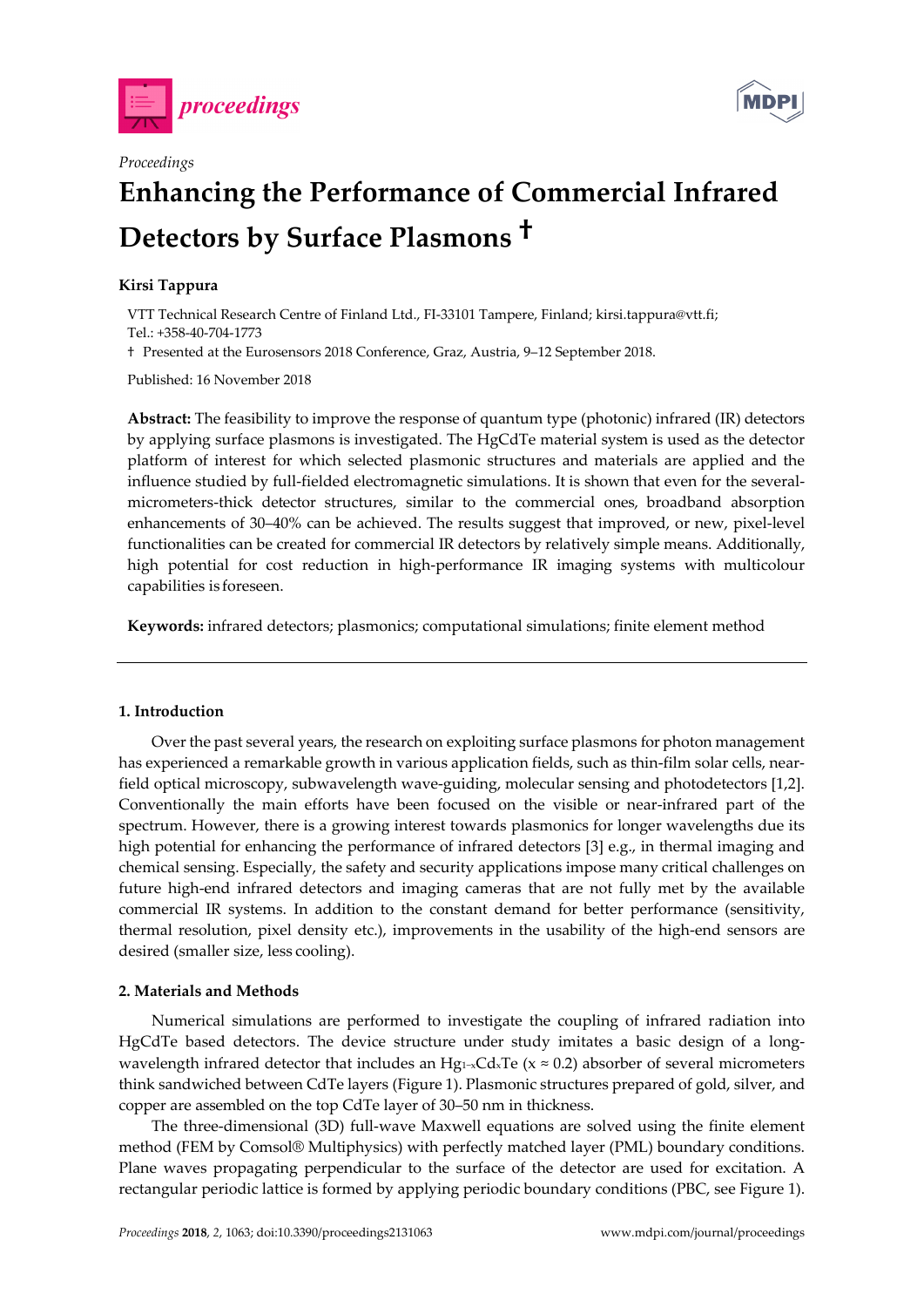*Proceedings*

# Enhancing the Performance of Commercial Infrared Detectors by Surface Plasmons †

**Kirsi Tappura**

VTT Technical Research Centre of Finland Ltd., FI-33101 Tampere, Finland; kirsi.tappura@vtt.fi; Tel.: +358-40-704-1773

† Presented at the Eurosensors 2018 Conference, Graz, Austria, 9–12 September 2018.

Published: 16 November 2018

**Abstract:** The feasibility to improve the response of quantum type (photonic) infrared (IR) detectors by applying surface plasmons is investigated. The HgCdTe material system is used as the detector platform of interest for which selected plasmonic structures and materials are applied and the influence studied by full-fielded electromagnetic simulations. It is shown that even for the several-micrometers-thick detector structures, similar to the commercial ones, broadband absorption enhancements of 30–40% can be achieved. The results suggest that improved, or new, pixel-level functionalities can be created for commercial IR detectors by relatively simple means. Additionally, high potential for cost reduction in high-performance IR imaging systems with multicolour capabilities is foreseen.

**Keywords:** infrared detectors; plasmonics; computational simulations; finite element method

## 1. Introduction

Over the past several years, the research on exploiting surface plasmons for photon management has experienced a remarkable growth in various application fields, such as thin-film solar cells, near-field optical microscopy, subwavelength wave-guiding, molecular sensing and photodetectors [1,2]. Conventionally the main efforts have been focused on the visible or near-infrared part of the spectrum. However, there is a growing interest towards plasmonics for longer wavelengths due its high potential for enhancing the performance of infrared detectors [3] e.g., in thermal imaging and chemical sensing. Especially, the safety and security applications impose many critical challenges on future high-end infrared detectors and imaging cameras that are not fully met by the available commercial IR systems. In addition to the constant demand for better performance (sensitivity, thermal resolution, pixel density etc.), improvements in the usability of the high-end sensors are desired (smaller size, less cooling).

## 2. Materials and Methods

Numerical simulations are performed to investigate the coupling of infrared radiation into HgCdTe based detectors. The device structure under study imitates a basic design of a long-wavelength infrared detector that includes an $Hg_{1-x}Cd_xTe$ ($x \approx 0.2$) absorber of several micrometers think sandwiched between CdTe layers (Figure 1). Plasmonic structures prepared of gold, silver, and copper are assembled on the top CdTe layer of 30–50 nm in thickness.

The three-dimensional (3D) full-wave Maxwell equations are solved using the finite element method (FEM by Comsol® Multiphysics) with perfectly matched layer (PML) boundary conditions. Plane waves propagating perpendicular to the surface of the detector are used for excitation. A rectangular periodic lattice is formed by applying periodic boundary conditions (PBC, see Figure 1).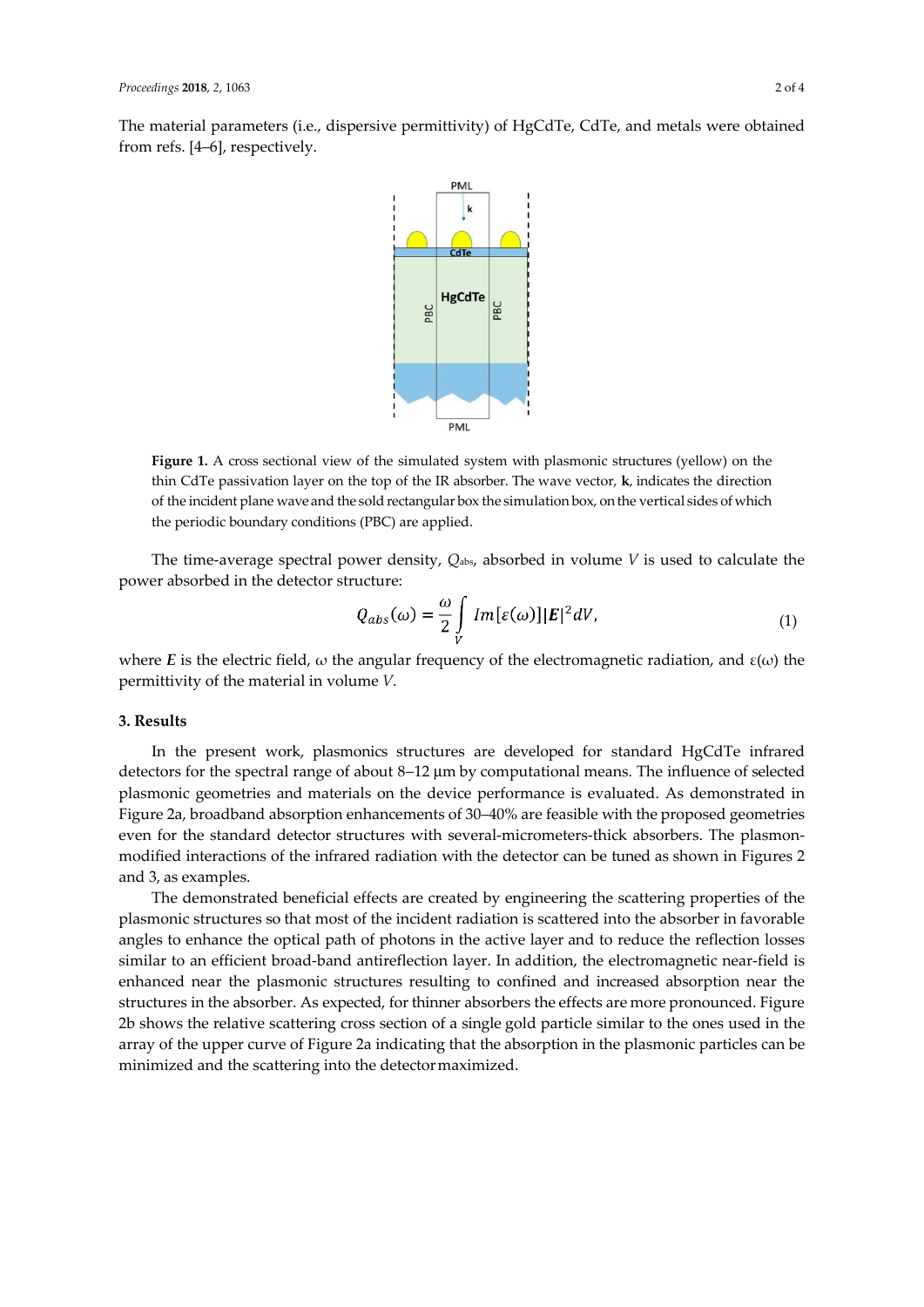The material parameters (i.e., dispersive permittivity) of HgCdTe, CdTe, and metals were obtained from refs. [4–6], respectively.

PML

k

CdTe

HgCdTe

PBC

PBC

PML

**Figure 1.** A cross sectional view of the simulated system with plasmonic structures (yellow) on the thin CdTe passivation layer on the top of the IR absorber. The wave vector, **k**, indicates the direction of the incident plane wave and the sold rectangular box the simulation box, on the vertical sides of which the periodic boundary conditions (PBC) are applied.

The time-average spectral power density, $Q_{abs}$, absorbed in volume $V$ is used to calculate the power absorbed in the detector structure:

$$Q_{abs}(\omega) = \frac{\omega}{2} \int_V Im[\varepsilon(\omega)] |\boldsymbol{E}|^2 dV, \tag{1}$$

where $\boldsymbol{E}$ is the electric field, $\omega$ the angular frequency of the electromagnetic radiation, and $\varepsilon(\omega)$ the permittivity of the material in volume $V$.

## 3. Results

In the present work, plasmonics structures are developed for standard HgCdTe infrared detectors for the spectral range of about 8–12 µm by computational means. The influence of selected plasmonic geometries and materials on the device performance is evaluated. As demonstrated in Figure 2a, broadband absorption enhancements of 30–40% are feasible with the proposed geometries even for the standard detector structures with several-micrometers-thick absorbers. The plasmon-modified interactions of the infrared radiation with the detector can be tuned as shown in Figures 2 and 3, as examples.

The demonstrated beneficial effects are created by engineering the scattering properties of the plasmonic structures so that most of the incident radiation is scattered into the absorber in favorable angles to enhance the optical path of photons in the active layer and to reduce the reflection losses similar to an efficient broad-band antireflection layer. In addition, the electromagnetic near-field is enhanced near the plasmonic structures resulting to confined and increased absorption near the structures in the absorber. As expected, for thinner absorbers the effects are more pronounced. Figure 2b shows the relative scattering cross section of a single gold particle similar to the ones used in the array of the upper curve of Figure 2a indicating that the absorption in the plasmonic particles can be minimized and the scattering into the detector maximized.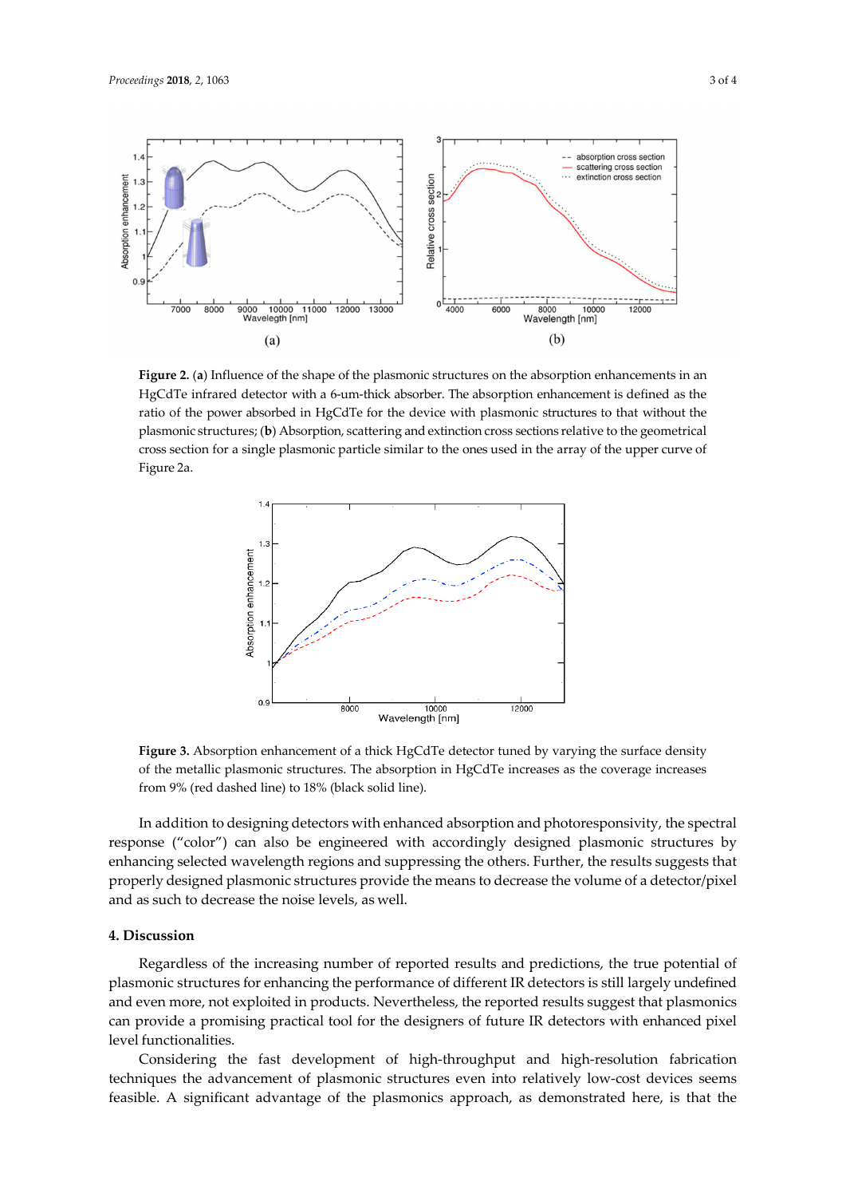1.4
1.3
1.2
1.1
1
0.9
Absorption enhancement
7000 8000 9000 10000 11000 12000 13000
Wavelegth [nm]

(a)

3
2
1
0
Relative cross section
4000 6000 8000 10000 12000
Wavelength [nm]
-- absorption cross section
— scattering cross section
··· extinction cross section

(b)

**Figure 2.** (**a**) Influence of the shape of the plasmonic structures on the absorption enhancements in an HgCdTe infrared detector with a 6-um-thick absorber. The absorption enhancement is defined as the ratio of the power absorbed in HgCdTe for the device with plasmonic structures to that without the plasmonic structures; (**b**) Absorption, scattering and extinction cross sections relative to the geometrical cross section for a single plasmonic particle similar to the ones used in the array of the upper curve of Figure 2a.

1.4
1.3
1.2
1.1
1
0.9
Absorption enhancement
8000 10000 12000
Wavelength [nm]

**Figure 3.** Absorption enhancement of a thick HgCdTe detector tuned by varying the surface density of the metallic plasmonic structures. The absorption in HgCdTe increases as the coverage increases from 9% (red dashed line) to 18% (black solid line).

In addition to designing detectors with enhanced absorption and photoresponsivity, the spectral response ("color") can also be engineered with accordingly designed plasmonic structures by enhancing selected wavelength regions and suppressing the others. Further, the results suggests that properly designed plasmonic structures provide the means to decrease the volume of a detector/pixel and as such to decrease the noise levels, as well.

## 4. Discussion

Regardless of the increasing number of reported results and predictions, the true potential of plasmonic structures for enhancing the performance of different IR detectors is still largely undefined and even more, not exploited in products. Nevertheless, the reported results suggest that plasmonics can provide a promising practical tool for the designers of future IR detectors with enhanced pixel level functionalities.

Considering the fast development of high-throughput and high-resolution fabrication techniques the advancement of plasmonic structures even into relatively low-cost devices seems feasible. A significant advantage of the plasmonics approach, as demonstrated here, is that the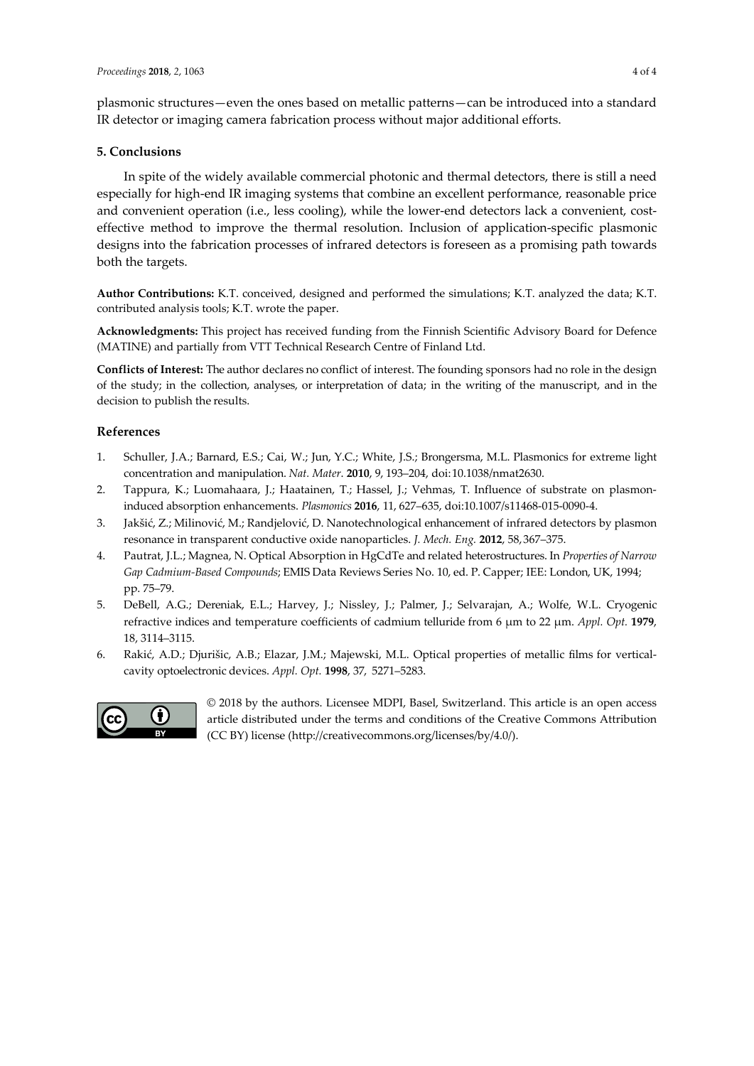plasmonic structures—even the ones based on metallic patterns—can be introduced into a standard IR detector or imaging camera fabrication process without major additional efforts.

## 5. Conclusions

In spite of the widely available commercial photonic and thermal detectors, there is still a need especially for high-end IR imaging systems that combine an excellent performance, reasonable price and convenient operation (i.e., less cooling), while the lower-end detectors lack a convenient, cost-effective method to improve the thermal resolution. Inclusion of application-specific plasmonic designs into the fabrication processes of infrared detectors is foreseen as a promising path towards both the targets.

**Author Contributions:** K.T. conceived, designed and performed the simulations; K.T. analyzed the data; K.T. contributed analysis tools; K.T. wrote the paper.

**Acknowledgments:** This project has received funding from the Finnish Scientific Advisory Board for Defence (MATINE) and partially from VTT Technical Research Centre of Finland Ltd.

**Conflicts of Interest:** The author declares no conflict of interest. The founding sponsors had no role in the design of the study; in the collection, analyses, or interpretation of data; in the writing of the manuscript, and in the decision to publish the results.

## References

1. Schuller, J.A.; Barnard, E.S.; Cai, W.; Jun, Y.C.; White, J.S.; Brongersma, M.L. Plasmonics for extreme light concentration and manipulation. *Nat. Mater.* **2010**, 9, 193–204, doi:10.1038/nmat2630.
2. Tappura, K.; Luomahaara, J.; Haatainen, T.; Hassel, J.; Vehmas, T. Influence of substrate on plasmon-induced absorption enhancements. *Plasmonics* **2016**, 11, 627–635, doi:10.1007/s11468-015-0090-4.
3. Jakšić, Z.; Milinović, M.; Randjelović, D. Nanotechnological enhancement of infrared detectors by plasmon resonance in transparent conductive oxide nanoparticles. *J. Mech. Eng.* **2012**, 58, 367–375.
4. Pautrat, J.L.; Magnea, N. Optical Absorption in HgCdTe and related heterostructures. In *Properties of Narrow Gap Cadmium-Based Compounds*; EMIS Data Reviews Series No. 10, ed. P. Capper; IEE: London, UK, 1994; pp. 75–79.
5. DeBell, A.G.; Dereniak, E.L.; Harvey, J.; Nissley, J.; Palmer, J.; Selvarajan, A.; Wolfe, W.L. Cryogenic refractive indices and temperature coefficients of cadmium telluride from 6 μm to 22 μm. *Appl. Opt.* **1979**, 18, 3114–3115.
6. Rakić, A.D.; Djurišic, A.B.; Elazar, J.M.; Majewski, M.L. Optical properties of metallic films for vertical-cavity optoelectronic devices. *Appl. Opt.* **1998**, 37, 5271–5283.

© 2018 by the authors. Licensee MDPI, Basel, Switzerland. This article is an open access article distributed under the terms and conditions of the Creative Commons Attribution (CC BY) license (http://creativecommons.org/licenses/by/4.0/).